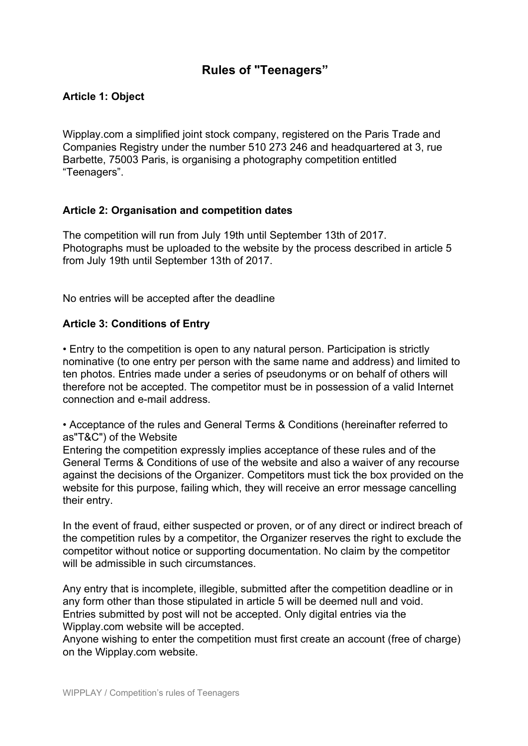# Rules of "Teenagers"

## Article 1: Object

Wipplay.com a simplified joint stock company, registered on the Paris Trade and Companies Registry under the number 510 273 246 and headquartered at 3, rue Barbette, 75003 Paris, is organising a photography competition entitled "Teenagers".

## Article 2: Organisation and competition dates

The competition will run from July 19th until September 13th of 2017.
Photographs must be uploaded to the website by the process described in article 5 from July 19th until September 13th of 2017.

No entries will be accepted after the deadline

## Article 3: Conditions of Entry

• Entry to the competition is open to any natural person. Participation is strictly nominative (to one entry per person with the same name and address) and limited to ten photos. Entries made under a series of pseudonyms or on behalf of others will therefore not be accepted. The competitor must be in possession of a valid Internet connection and e-mail address.

• Acceptance of the rules and General Terms & Conditions (hereinafter referred to as"T&C") of the Website
Entering the competition expressly implies acceptance of these rules and of the General Terms & Conditions of use of the website and also a waiver of any recourse against the decisions of the Organizer. Competitors must tick the box provided on the website for this purpose, failing which, they will receive an error message cancelling their entry.

In the event of fraud, either suspected or proven, or of any direct or indirect breach of the competition rules by a competitor, the Organizer reserves the right to exclude the competitor without notice or supporting documentation. No claim by the competitor will be admissible in such circumstances.

Any entry that is incomplete, illegible, submitted after the competition deadline or in any form other than those stipulated in article 5 will be deemed null and void.
Entries submitted by post will not be accepted. Only digital entries via the Wipplay.com website will be accepted.
Anyone wishing to enter the competition must first create an account (free of charge) on the Wipplay.com website.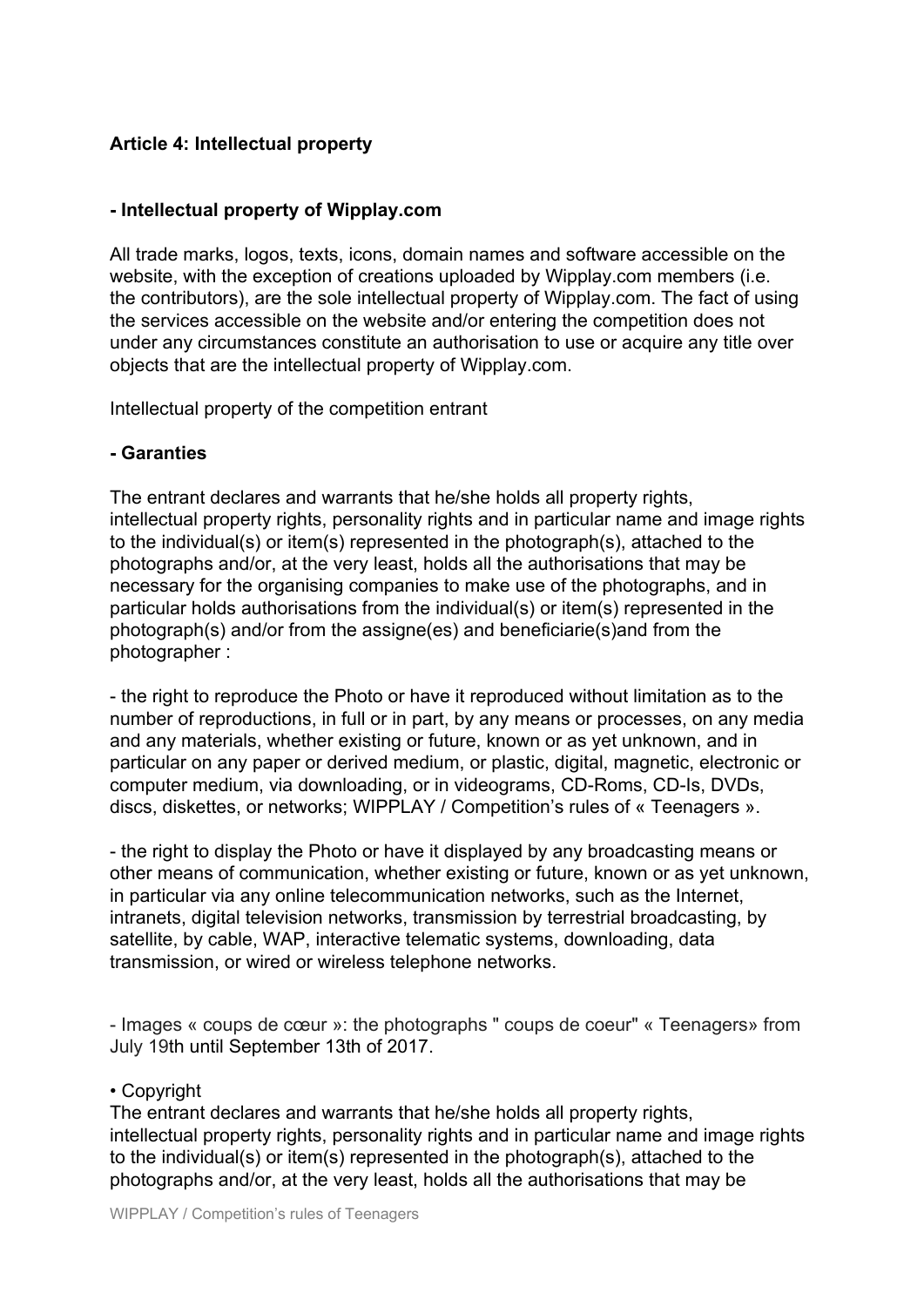**Article 4: Intellectual property**

**- Intellectual property of Wipplay.com**

All trade marks, logos, texts, icons, domain names and software accessible on the website, with the exception of creations uploaded by Wipplay.com members (i.e. the contributors), are the sole intellectual property of Wipplay.com. The fact of using the services accessible on the website and/or entering the competition does not under any circumstances constitute an authorisation to use or acquire any title over objects that are the intellectual property of Wipplay.com.

Intellectual property of the competition entrant

**- Garanties**

The entrant declares and warrants that he/she holds all property rights, intellectual property rights, personality rights and in particular name and image rights to the individual(s) or item(s) represented in the photograph(s), attached to the photographs and/or, at the very least, holds all the authorisations that may be necessary for the organising companies to make use of the photographs, and in particular holds authorisations from the individual(s) or item(s) represented in the photograph(s) and/or from the assigne(es) and beneficiarie(s)and from the photographer :

- the right to reproduce the Photo or have it reproduced without limitation as to the number of reproductions, in full or in part, by any means or processes, on any media and any materials, whether existing or future, known or as yet unknown, and in particular on any paper or derived medium, or plastic, digital, magnetic, electronic or computer medium, via downloading, or in videograms, CD-Roms, CD-Is, DVDs, discs, diskettes, or networks; WIPPLAY / Competition's rules of « Teenagers ».

- the right to display the Photo or have it displayed by any broadcasting means or other means of communication, whether existing or future, known or as yet unknown, in particular via any online telecommunication networks, such as the Internet, intranets, digital television networks, transmission by terrestrial broadcasting, by satellite, by cable, WAP, interactive telematic systems, downloading, data transmission, or wired or wireless telephone networks.

- Images « coups de cœur »: the photographs " coups de coeur" « Teenagers» from July 19th until September 13th of 2017.

• Copyright

The entrant declares and warrants that he/she holds all property rights, intellectual property rights, personality rights and in particular name and image rights to the individual(s) or item(s) represented in the photograph(s), attached to the photographs and/or, at the very least, holds all the authorisations that may be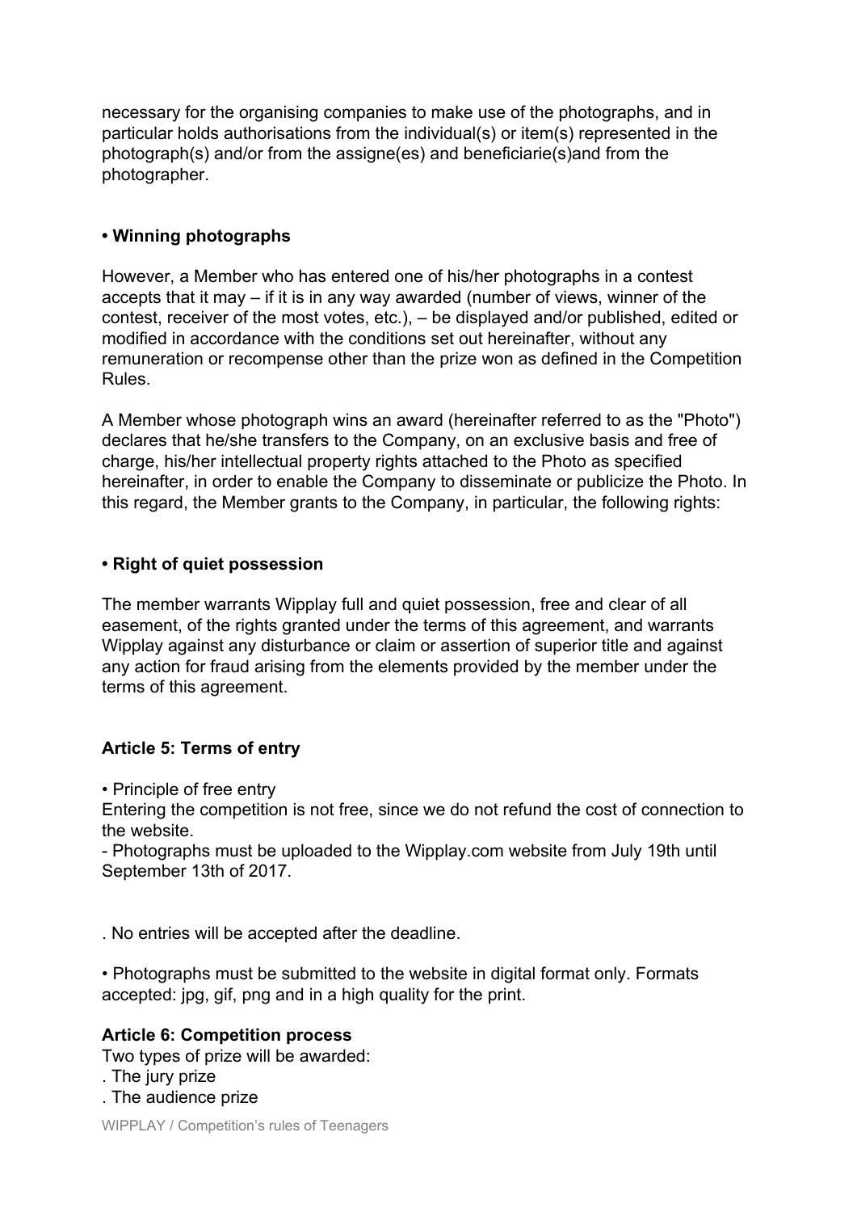necessary for the organising companies to make use of the photographs, and in particular holds authorisations from the individual(s) or item(s) represented in the photograph(s) and/or from the assigne(es) and beneficiarie(s)and from the photographer.

**• Winning photographs**

However, a Member who has entered one of his/her photographs in a contest accepts that it may – if it is in any way awarded (number of views, winner of the contest, receiver of the most votes, etc.), – be displayed and/or published, edited or modified in accordance with the conditions set out hereinafter, without any remuneration or recompense other than the prize won as defined in the Competition Rules.

A Member whose photograph wins an award (hereinafter referred to as the "Photo") declares that he/she transfers to the Company, on an exclusive basis and free of charge, his/her intellectual property rights attached to the Photo as specified hereinafter, in order to enable the Company to disseminate or publicize the Photo. In this regard, the Member grants to the Company, in particular, the following rights:

**• Right of quiet possession**

The member warrants Wipplay full and quiet possession, free and clear of all easement, of the rights granted under the terms of this agreement, and warrants Wipplay against any disturbance or claim or assertion of superior title and against any action for fraud arising from the elements provided by the member under the terms of this agreement.

**Article 5: Terms of entry**

• Principle of free entry
Entering the competition is not free, since we do not refund the cost of connection to the website.
- Photographs must be uploaded to the Wipplay.com website from July 19th until September 13th of 2017.

. No entries will be accepted after the deadline.

• Photographs must be submitted to the website in digital format only. Formats accepted: jpg, gif, png and in a high quality for the print.

**Article 6: Competition process**
Two types of prize will be awarded:
. The jury prize
. The audience prize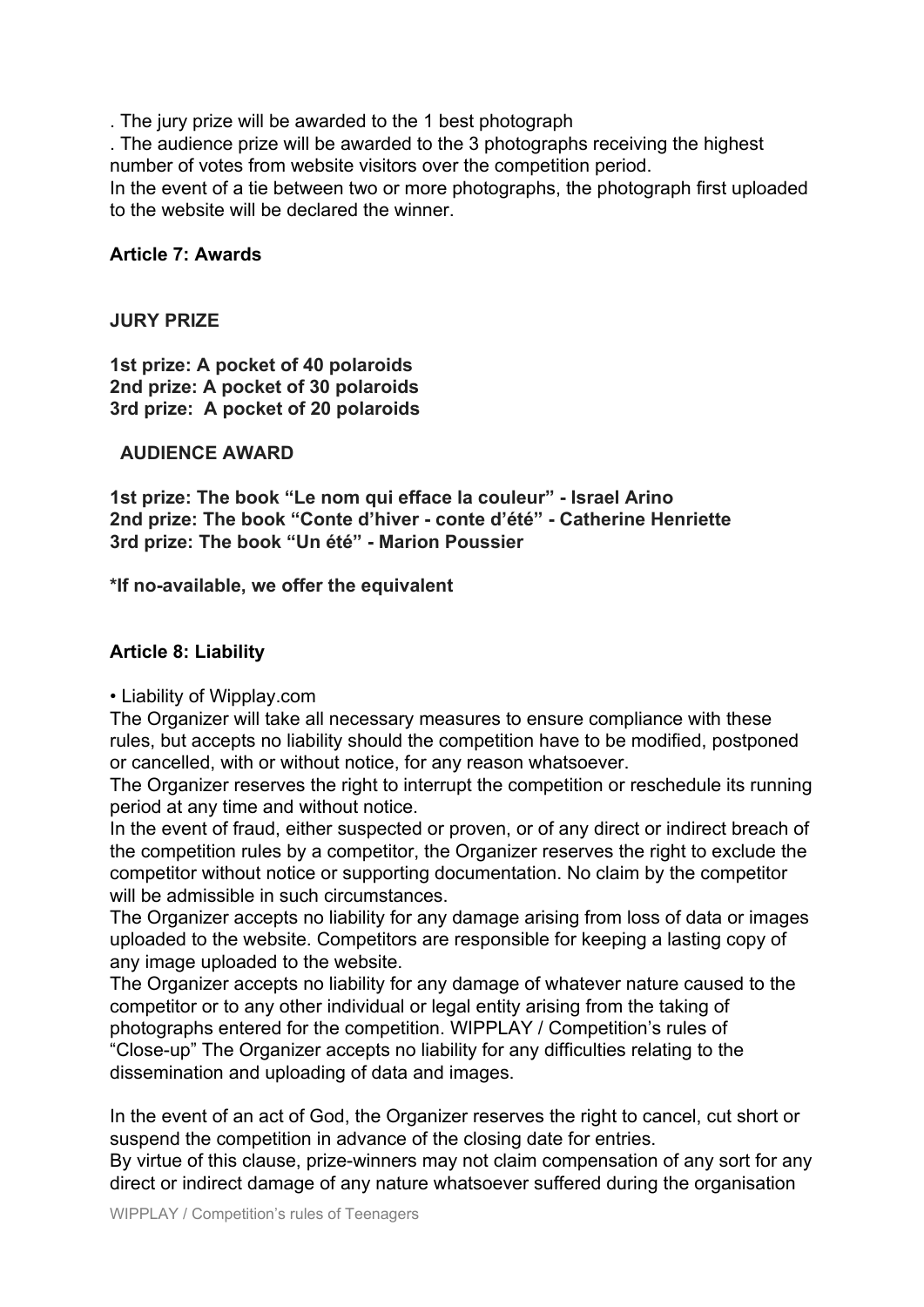. The jury prize will be awarded to the 1 best photograph

. The audience prize will be awarded to the 3 photographs receiving the highest number of votes from website visitors over the competition period.

In the event of a tie between two or more photographs, the photograph first uploaded to the website will be declared the winner.

**Article 7: Awards**

**JURY PRIZE**

**1st prize: A pocket of 40 polaroids**
**2nd prize: A pocket of 30 polaroids**
**3rd prize: A pocket of 20 polaroids**

**AUDIENCE AWARD**

**1st prize: The book "Le nom qui efface la couleur" - Israel Arino**
**2nd prize: The book "Conte d'hiver - conte d'été" - Catherine Henriette**
**3rd prize: The book "Un été" - Marion Poussier**

**\*If no-available, we offer the equivalent**

**Article 8: Liability**

• Liability of Wipplay.com

The Organizer will take all necessary measures to ensure compliance with these rules, but accepts no liability should the competition have to be modified, postponed or cancelled, with or without notice, for any reason whatsoever.

The Organizer reserves the right to interrupt the competition or reschedule its running period at any time and without notice.

In the event of fraud, either suspected or proven, or of any direct or indirect breach of the competition rules by a competitor, the Organizer reserves the right to exclude the competitor without notice or supporting documentation. No claim by the competitor will be admissible in such circumstances.

The Organizer accepts no liability for any damage arising from loss of data or images uploaded to the website. Competitors are responsible for keeping a lasting copy of any image uploaded to the website.

The Organizer accepts no liability for any damage of whatever nature caused to the competitor or to any other individual or legal entity arising from the taking of photographs entered for the competition. WIPPLAY / Competition's rules of "Close-up" The Organizer accepts no liability for any difficulties relating to the dissemination and uploading of data and images.

In the event of an act of God, the Organizer reserves the right to cancel, cut short or suspend the competition in advance of the closing date for entries.

By virtue of this clause, prize-winners may not claim compensation of any sort for any direct or indirect damage of any nature whatsoever suffered during the organisation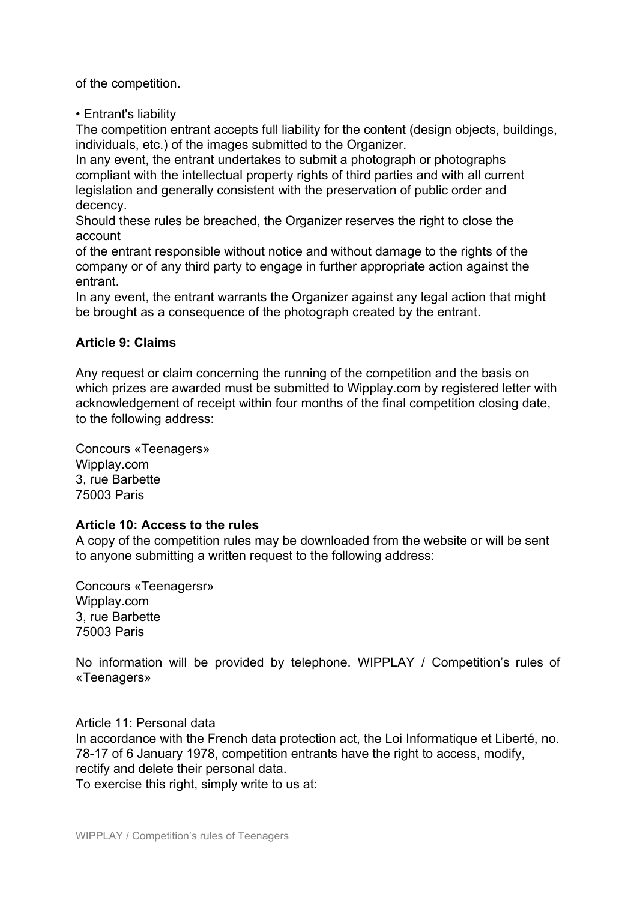of the competition.

• Entrant's liability

The competition entrant accepts full liability for the content (design objects, buildings, individuals, etc.) of the images submitted to the Organizer.

In any event, the entrant undertakes to submit a photograph or photographs compliant with the intellectual property rights of third parties and with all current legislation and generally consistent with the preservation of public order and decency.

Should these rules be breached, the Organizer reserves the right to close the account of the entrant responsible without notice and without damage to the rights of the company or of any third party to engage in further appropriate action against the entrant.

In any event, the entrant warrants the Organizer against any legal action that might be brought as a consequence of the photograph created by the entrant.

**Article 9: Claims**

Any request or claim concerning the running of the competition and the basis on which prizes are awarded must be submitted to Wipplay.com by registered letter with acknowledgement of receipt within four months of the final competition closing date, to the following address:

Concours «Teenagers»
Wipplay.com
3, rue Barbette
75003 Paris

**Article 10: Access to the rules**

A copy of the competition rules may be downloaded from the website or will be sent to anyone submitting a written request to the following address:

Concours «Teenagersr»
Wipplay.com
3, rue Barbette
75003 Paris

No information will be provided by telephone. WIPPLAY / Competition's rules of «Teenagers»

Article 11: Personal data

In accordance with the French data protection act, the Loi Informatique et Liberté, no. 78-17 of 6 January 1978, competition entrants have the right to access, modify, rectify and delete their personal data.

To exercise this right, simply write to us at: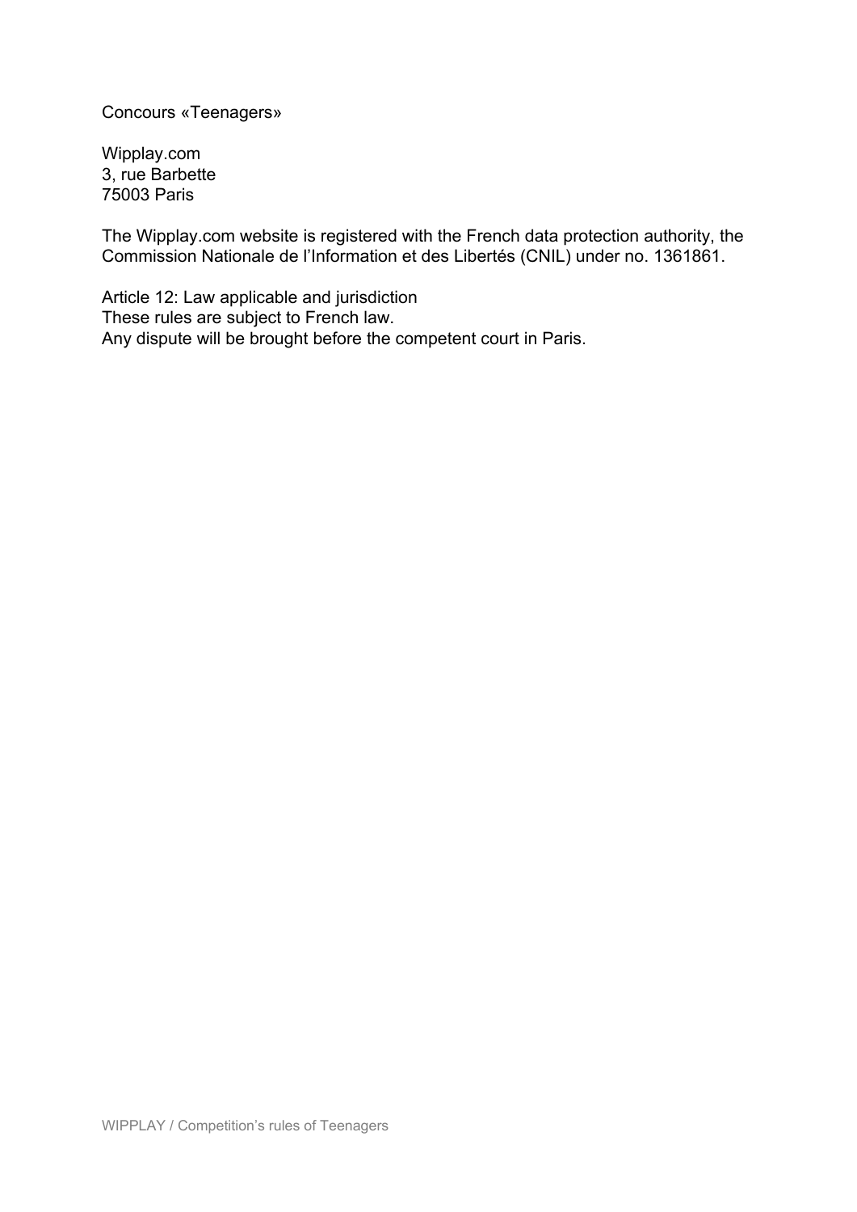Concours «Teenagers»

Wipplay.com
3, rue Barbette
75003 Paris

The Wipplay.com website is registered with the French data protection authority, the Commission Nationale de l'Information et des Libertés (CNIL) under no. 1361861.

Article 12: Law applicable and jurisdiction
These rules are subject to French law.
Any dispute will be brought before the competent court in Paris.